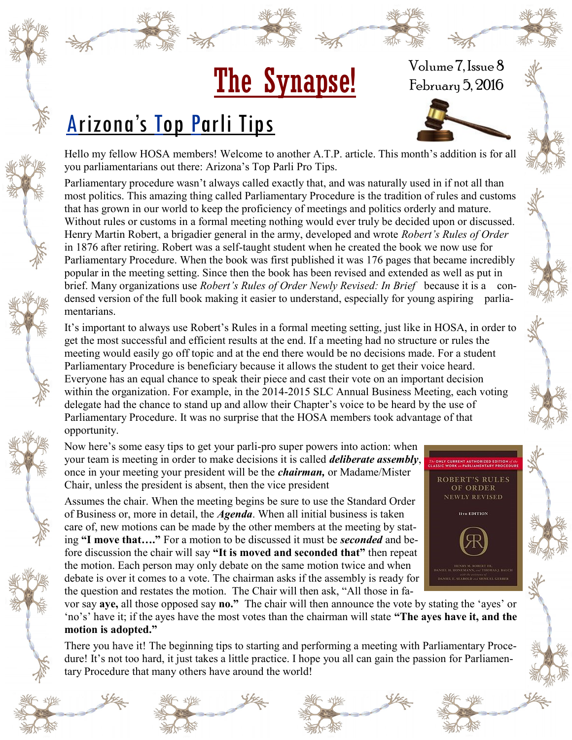# The Synapse!

Volume 7, Issue 8
February 5, 2016

## Arizona's Top Parli Tips

Hello my fellow HOSA members! Welcome to another A.T.P. article. This month's addition is for all you parliamentarians out there: Arizona's Top Parli Pro Tips.

Parliamentary procedure wasn't always called exactly that, and was naturally used in if not all than most politics. This amazing thing called Parliamentary Procedure is the tradition of rules and customs that has grown in our world to keep the proficiency of meetings and politics orderly and mature. Without rules or customs in a formal meeting nothing would ever truly be decided upon or discussed. Henry Martin Robert, a brigadier general in the army, developed and wrote *Robert's Rules of Order* in 1876 after retiring. Robert was a self-taught student when he created the book we now use for Parliamentary Procedure. When the book was first published it was 176 pages that became incredibly popular in the meeting setting. Since then the book has been revised and extended as well as put in brief. Many organizations use *Robert's Rules of Order Newly Revised: In Brief* because it is a condensed version of the full book making it easier to understand, especially for young aspiring parliamentarians.

It's important to always use Robert's Rules in a formal meeting setting, just like in HOSA, in order to get the most successful and efficient results at the end. If a meeting had no structure or rules the meeting would easily go off topic and at the end there would be no decisions made. For a student Parliamentary Procedure is beneficiary because it allows the student to get their voice heard. Everyone has an equal chance to speak their piece and cast their vote on an important decision within the organization. For example, in the 2014-2015 SLC Annual Business Meeting, each voting delegate had the chance to stand up and allow their Chapter's voice to be heard by the use of Parliamentary Procedure. It was no surprise that the HOSA members took advantage of that opportunity.

Now here's some easy tips to get your parli-pro super powers into action: when your team is meeting in order to make decisions it is called ***deliberate assembly***, once in your meeting your president will be the ***chairman,*** or Madame/Mister Chair, unless the president is absent, then the vice president

Assumes the chair. When the meeting begins be sure to use the Standard Order of Business or, more in detail, the ***Agenda***. When all initial business is taken care of, new motions can be made by the other members at the meeting by stating **"I move that…."** For a motion to be discussed it must be ***seconded*** and before discussion the chair will say **"It is moved and seconded that"** then repeat the motion. Each person may only debate on the same motion twice and when debate is over it comes to a vote. The chairman asks if the assembly is ready for the question and restates the motion. The Chair will then ask, "All those in favor say **aye,** all those opposed say **no."** The chair will then announce the vote by stating the 'ayes' or 'no's' have it; if the ayes have the most votes than the chairman will state **"The ayes have it, and the motion is adopted."**

There you have it! The beginning tips to starting and performing a meeting with Parliamentary Procedure! It's not too hard, it just takes a little practice. I hope you all can gain the passion for Parliamentary Procedure that many others have around the world!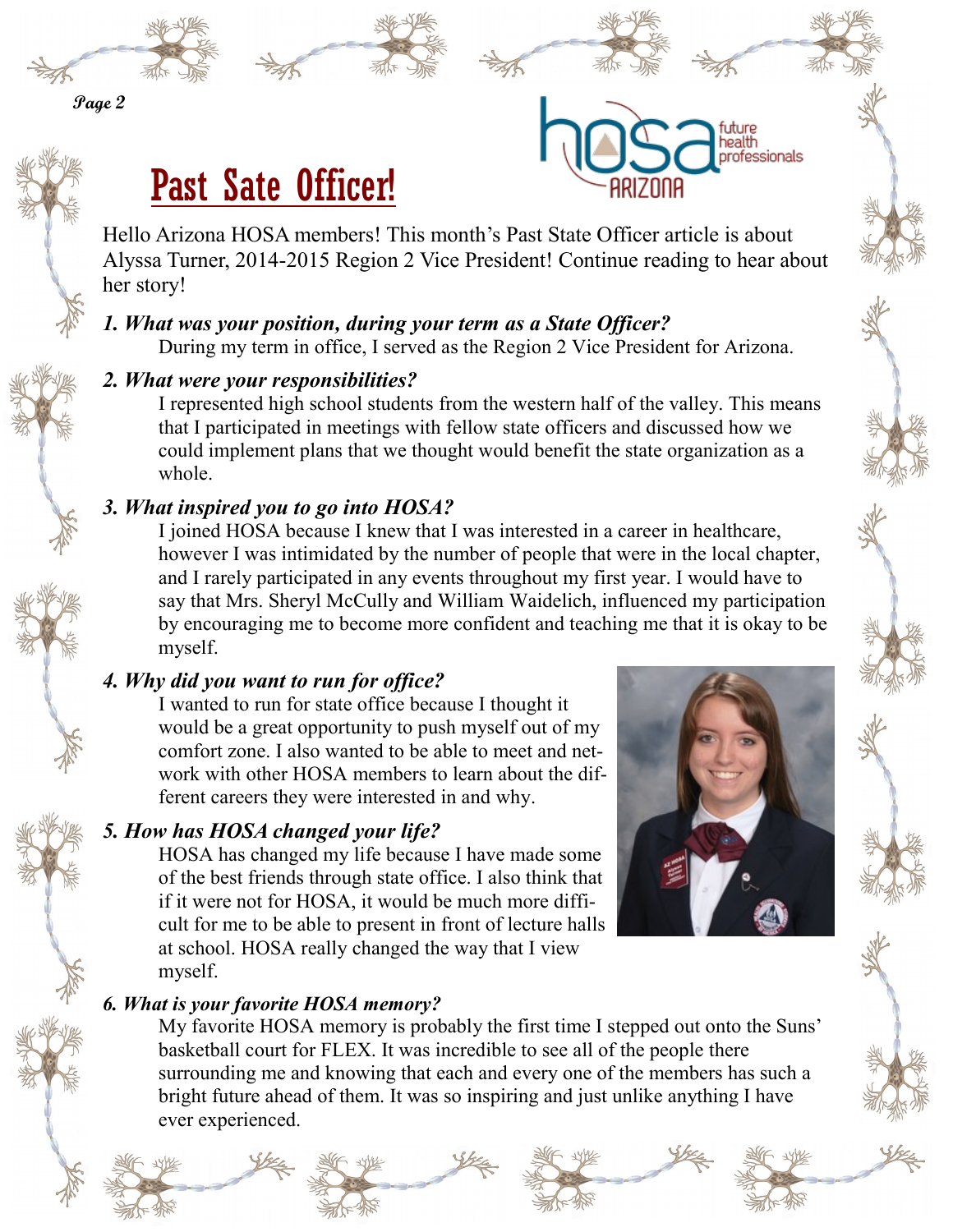# Past Sate Officer!

Hello Arizona HOSA members! This month's Past State Officer article is about Alyssa Turner, 2014-2015 Region 2 Vice President! Continue reading to hear about her story!

***1. What was your position, during your term as a State Officer?***

During my term in office, I served as the Region 2 Vice President for Arizona.

***2. What were your responsibilities?***

I represented high school students from the western half of the valley. This means that I participated in meetings with fellow state officers and discussed how we could implement plans that we thought would benefit the state organization as a whole.

***3. What inspired you to go into HOSA?***

I joined HOSA because I knew that I was interested in a career in healthcare, however I was intimidated by the number of people that were in the local chapter, and I rarely participated in any events throughout my first year. I would have to say that Mrs. Sheryl McCully and William Waidelich, influenced my participation by encouraging me to become more confident and teaching me that it is okay to be myself.

***4. Why did you want to run for office?***

I wanted to run for state office because I thought it would be a great opportunity to push myself out of my comfort zone. I also wanted to be able to meet and network with other HOSA members to learn about the different careers they were interested in and why.

***5. How has HOSA changed your life?***

HOSA has changed my life because I have made some of the best friends through state office. I also think that if it were not for HOSA, it would be much more difficult for me to be able to present in front of lecture halls at school. HOSA really changed the way that I view myself.

***6. What is your favorite HOSA memory?***

My favorite HOSA memory is probably the first time I stepped out onto the Suns' basketball court for FLEX. It was incredible to see all of the people there surrounding me and knowing that each and every one of the members has such a bright future ahead of them. It was so inspiring and just unlike anything I have ever experienced.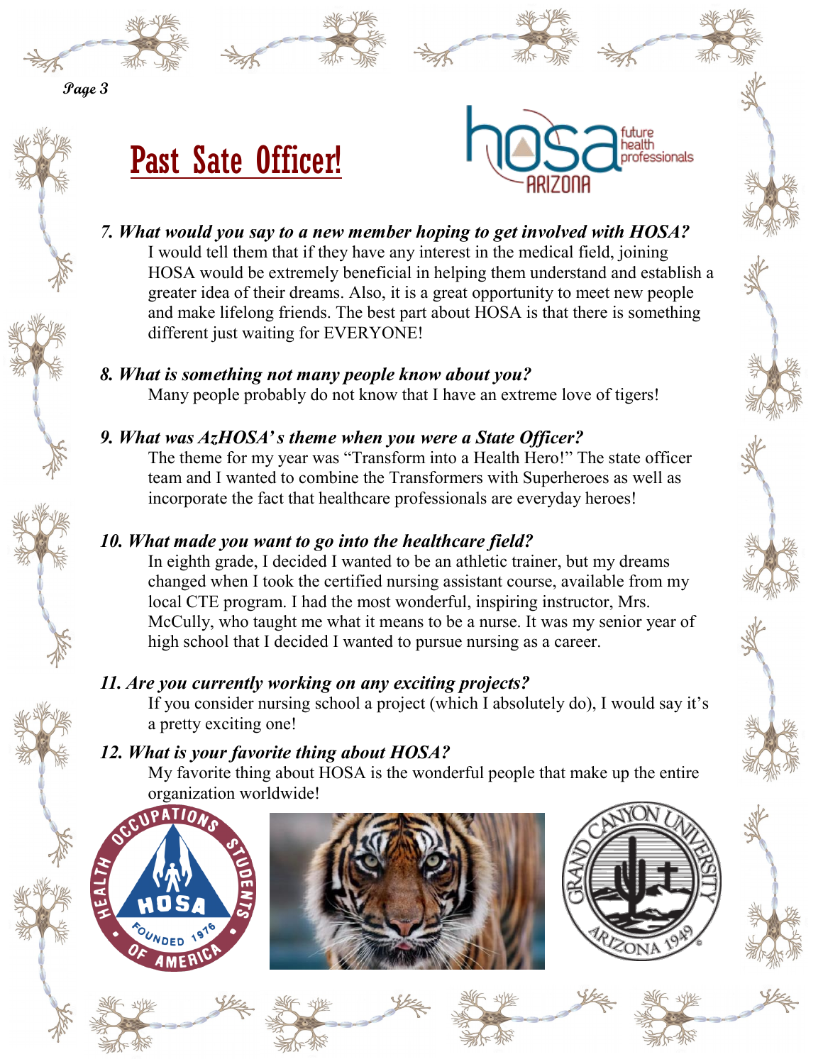# Past Sate Officer!

***7. What would you say to a new member hoping to get involved with HOSA?***

I would tell them that if they have any interest in the medical field, joining HOSA would be extremely beneficial in helping them understand and establish a greater idea of their dreams. Also, it is a great opportunity to meet new people and make lifelong friends. The best part about HOSA is that there is something different just waiting for EVERYONE!

***8. What is something not many people know about you?***

Many people probably do not know that I have an extreme love of tigers!

***9. What was AzHOSA's theme when you were a State Officer?***

The theme for my year was "Transform into a Health Hero!" The state officer team and I wanted to combine the Transformers with Superheroes as well as incorporate the fact that healthcare professionals are everyday heroes!

***10. What made you want to go into the healthcare field?***

In eighth grade, I decided I wanted to be an athletic trainer, but my dreams changed when I took the certified nursing assistant course, available from my local CTE program. I had the most wonderful, inspiring instructor, Mrs. McCully, who taught me what it means to be a nurse. It was my senior year of high school that I decided I wanted to pursue nursing as a career.

***11. Are you currently working on any exciting projects?***

If you consider nursing school a project (which I absolutely do), I would say it's a pretty exciting one!

***12. What is your favorite thing about HOSA?***

My favorite thing about HOSA is the wonderful people that make up the entire organization worldwide!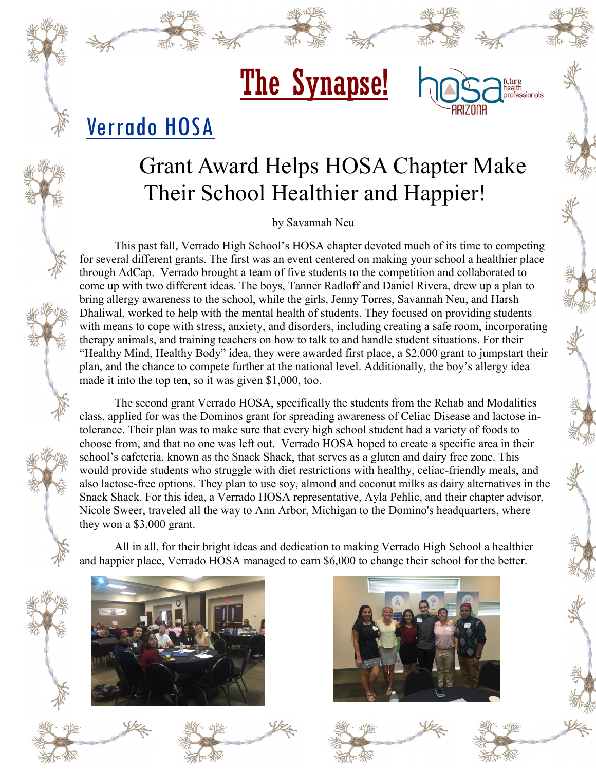# The Synapse!

## Verrado HOSA

### Grant Award Helps HOSA Chapter Make Their School Healthier and Happier!

by Savannah Neu

This past fall, Verrado High School's HOSA chapter devoted much of its time to competing for several different grants. The first was an event centered on making your school a healthier place through AdCap. Verrado brought a team of five students to the competition and collaborated to come up with two different ideas. The boys, Tanner Radloff and Daniel Rivera, drew up a plan to bring allergy awareness to the school, while the girls, Jenny Torres, Savannah Neu, and Harsh Dhaliwal, worked to help with the mental health of students. They focused on providing students with means to cope with stress, anxiety, and disorders, including creating a safe room, incorporating therapy animals, and training teachers on how to talk to and handle student situations. For their "Healthy Mind, Healthy Body" idea, they were awarded first place, a $2,000 grant to jumpstart their plan, and the chance to compete further at the national level. Additionally, the boy's allergy idea made it into the top ten, so it was given $1,000, too.

The second grant Verrado HOSA, specifically the students from the Rehab and Modalities class, applied for was the Dominos grant for spreading awareness of Celiac Disease and lactose intolerance. Their plan was to make sure that every high school student had a variety of foods to choose from, and that no one was left out. Verrado HOSA hoped to create a specific area in their school's cafeteria, known as the Snack Shack, that serves as a gluten and dairy free zone. This would provide students who struggle with diet restrictions with healthy, celiac-friendly meals, and also lactose-free options. They plan to use soy, almond and coconut milks as dairy alternatives in the Snack Shack. For this idea, a Verrado HOSA representative, Ayla Pehlic, and their chapter advisor, Nicole Sweer, traveled all the way to Ann Arbor, Michigan to the Domino's headquarters, where they won a $3,000 grant.

All in all, for their bright ideas and dedication to making Verrado High School a healthier and happier place, Verrado HOSA managed to earn $6,000 to change their school for the better.